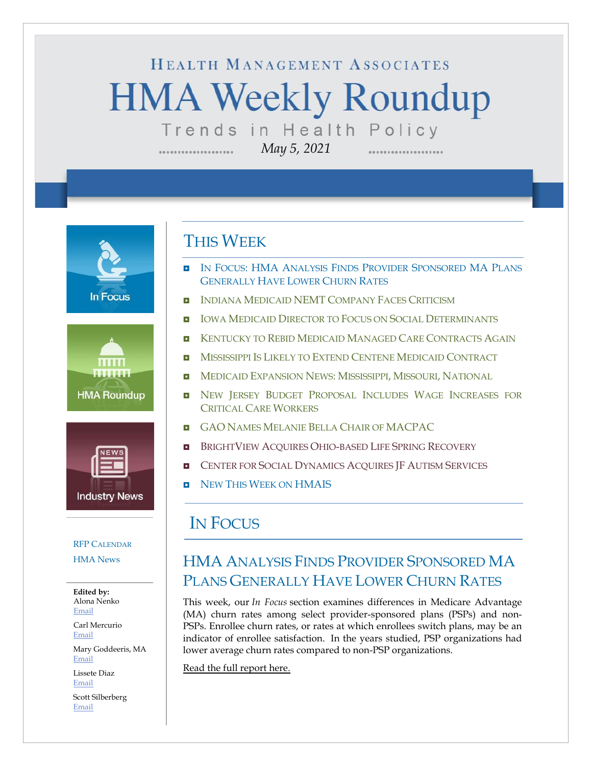HEALTH MANAGEMENT ASSOCIATES

# HMA Weekly Roundup

Trends in Health Policy

*May 5, 2021*

In Focus

HMA Roundup

Industry News

RFP CALENDAR

HMA News

**Edited by:**

Alona Nenko
Email

Carl Mercurio
Email

Mary Goddeeris, MA
Email

Lissete Diaz
Email

Scott Silberberg
Email

## THIS WEEK

- IN FOCUS: HMA ANALYSIS FINDS PROVIDER SPONSORED MA PLANS GENERALLY HAVE LOWER CHURN RATES
- INDIANA MEDICAID NEMT COMPANY FACES CRITICISM
- IOWA MEDICAID DIRECTOR TO FOCUS ON SOCIAL DETERMINANTS
- KENTUCKY TO REBID MEDICAID MANAGED CARE CONTRACTS AGAIN
- MISSISSIPPI IS LIKELY TO EXTEND CENTENE MEDICAID CONTRACT
- MEDICAID EXPANSION NEWS: MISSISSIPPI, MISSOURI, NATIONAL
- NEW JERSEY BUDGET PROPOSAL INCLUDES WAGE INCREASES FOR CRITICAL CARE WORKERS
- GAO NAMES MELANIE BELLA CHAIR OF MACPAC
- BRIGHTVIEW ACQUIRES OHIO-BASED LIFE SPRING RECOVERY
- CENTER FOR SOCIAL DYNAMICS ACQUIRES JF AUTISM SERVICES
- NEW THIS WEEK ON HMAIS

## IN FOCUS

### HMA ANALYSIS FINDS PROVIDER SPONSORED MA PLANS GENERALLY HAVE LOWER CHURN RATES

This week, our *In Focus* section examines differences in Medicare Advantage (MA) churn rates among select provider-sponsored plans (PSPs) and non-PSPs. Enrollee churn rates, or rates at which enrollees switch plans, may be an indicator of enrollee satisfaction. In the years studied, PSP organizations had lower average churn rates compared to non-PSP organizations.

Read the full report here.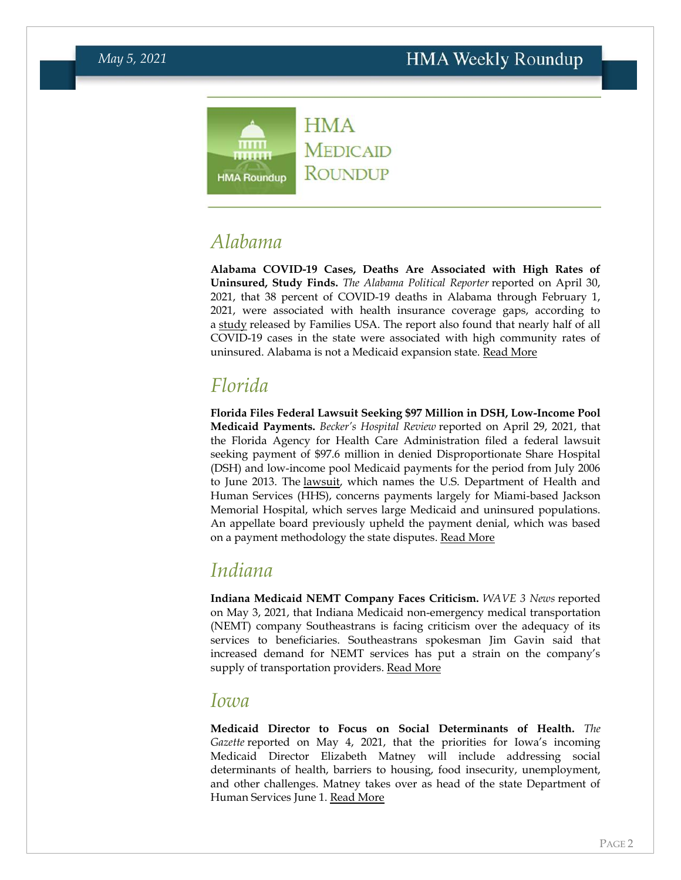# HMA Medicaid Roundup

## Alabama

**Alabama COVID-19 Cases, Deaths Are Associated with High Rates of Uninsured, Study Finds.** *The Alabama Political Reporter* reported on April 30, 2021, that 38 percent of COVID-19 deaths in Alabama through February 1, 2021, were associated with health insurance coverage gaps, according to a study released by Families USA. The report also found that nearly half of all COVID-19 cases in the state were associated with high community rates of uninsured. Alabama is not a Medicaid expansion state. Read More

## Florida

**Florida Files Federal Lawsuit Seeking $97 Million in DSH, Low-Income Pool Medicaid Payments.** *Becker's Hospital Review* reported on April 29, 2021, that the Florida Agency for Health Care Administration filed a federal lawsuit seeking payment of $97.6 million in denied Disproportionate Share Hospital (DSH) and low-income pool Medicaid payments for the period from July 2006 to June 2013. The lawsuit, which names the U.S. Department of Health and Human Services (HHS), concerns payments largely for Miami-based Jackson Memorial Hospital, which serves large Medicaid and uninsured populations. An appellate board previously upheld the payment denial, which was based on a payment methodology the state disputes. Read More

## Indiana

**Indiana Medicaid NEMT Company Faces Criticism.** *WAVE 3 News* reported on May 3, 2021, that Indiana Medicaid non-emergency medical transportation (NEMT) company Southeastrans is facing criticism over the adequacy of its services to beneficiaries. Southeastrans spokesman Jim Gavin said that increased demand for NEMT services has put a strain on the company's supply of transportation providers. Read More

## Iowa

**Medicaid Director to Focus on Social Determinants of Health.** *The Gazette* reported on May 4, 2021, that the priorities for Iowa's incoming Medicaid Director Elizabeth Matney will include addressing social determinants of health, barriers to housing, food insecurity, unemployment, and other challenges. Matney takes over as head of the state Department of Human Services June 1. Read More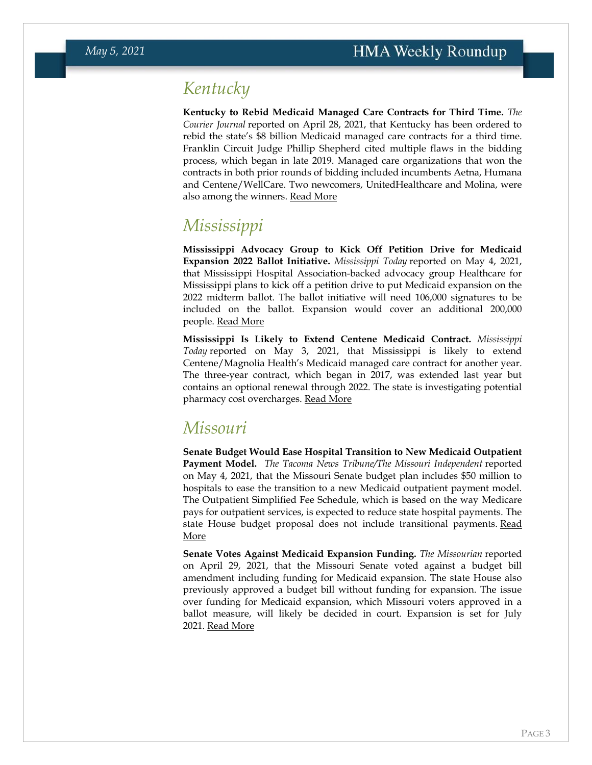## *Kentucky*

**Kentucky to Rebid Medicaid Managed Care Contracts for Third Time.** *The Courier Journal* reported on April 28, 2021, that Kentucky has been ordered to rebid the state's $8 billion Medicaid managed care contracts for a third time. Franklin Circuit Judge Phillip Shepherd cited multiple flaws in the bidding process, which began in late 2019. Managed care organizations that won the contracts in both prior rounds of bidding included incumbents Aetna, Humana and Centene/WellCare. Two newcomers, UnitedHealthcare and Molina, were also among the winners. Read More

## *Mississippi*

**Mississippi Advocacy Group to Kick Off Petition Drive for Medicaid Expansion 2022 Ballot Initiative.** *Mississippi Today* reported on May 4, 2021, that Mississippi Hospital Association-backed advocacy group Healthcare for Mississippi plans to kick off a petition drive to put Medicaid expansion on the 2022 midterm ballot. The ballot initiative will need 106,000 signatures to be included on the ballot. Expansion would cover an additional 200,000 people. Read More

**Mississippi Is Likely to Extend Centene Medicaid Contract.** *Mississippi Today* reported on May 3, 2021, that Mississippi is likely to extend Centene/Magnolia Health's Medicaid managed care contract for another year. The three-year contract, which began in 2017, was extended last year but contains an optional renewal through 2022. The state is investigating potential pharmacy cost overcharges. Read More

## *Missouri*

**Senate Budget Would Ease Hospital Transition to New Medicaid Outpatient Payment Model.** *The Tacoma News Tribune/The Missouri Independent* reported on May 4, 2021, that the Missouri Senate budget plan includes $50 million to hospitals to ease the transition to a new Medicaid outpatient payment model. The Outpatient Simplified Fee Schedule, which is based on the way Medicare pays for outpatient services, is expected to reduce state hospital payments. The state House budget proposal does not include transitional payments. Read More

**Senate Votes Against Medicaid Expansion Funding.** *The Missourian* reported on April 29, 2021, that the Missouri Senate voted against a budget bill amendment including funding for Medicaid expansion. The state House also previously approved a budget bill without funding for expansion. The issue over funding for Medicaid expansion, which Missouri voters approved in a ballot measure, will likely be decided in court. Expansion is set for July 2021. Read More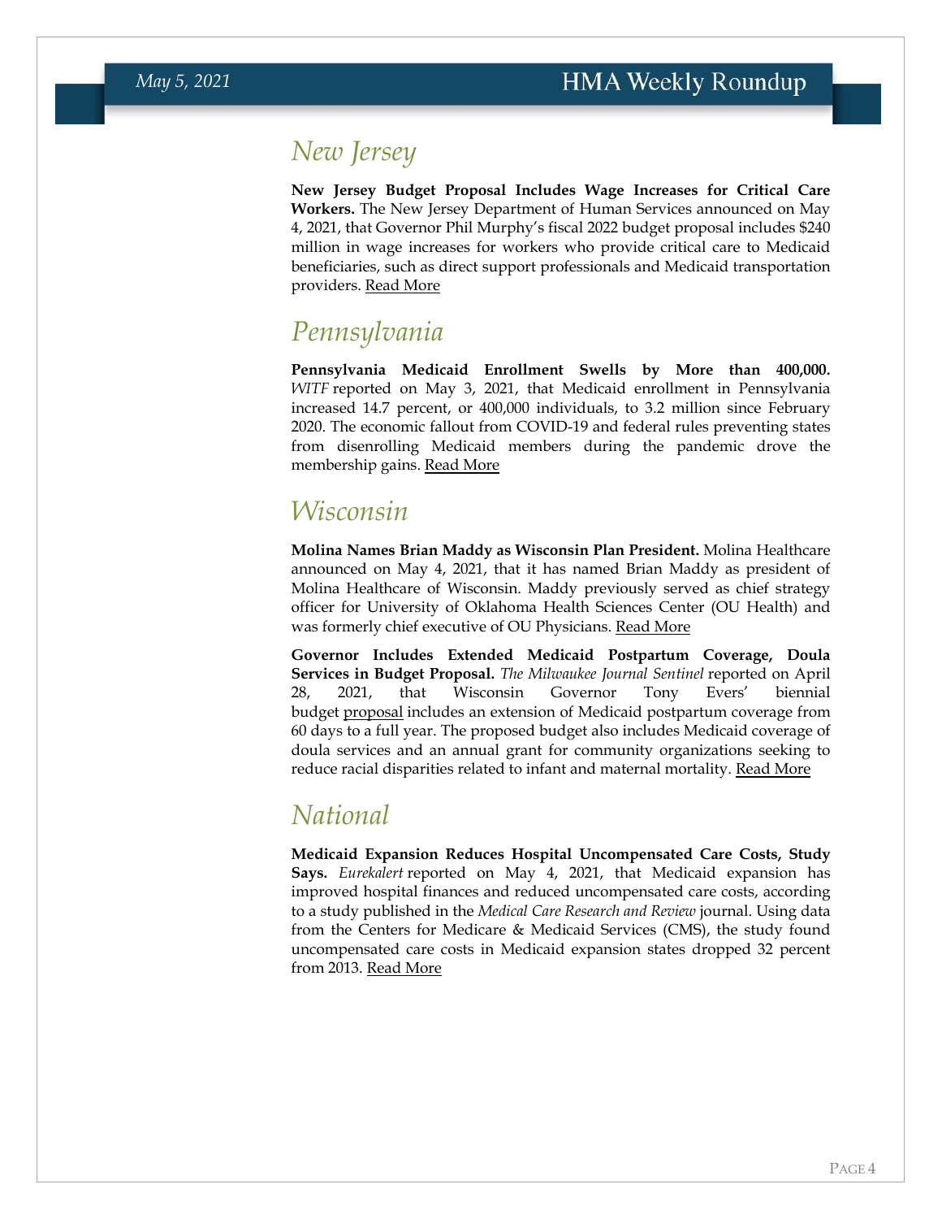## New Jersey

**New Jersey Budget Proposal Includes Wage Increases for Critical Care Workers.** The New Jersey Department of Human Services announced on May 4, 2021, that Governor Phil Murphy's fiscal 2022 budget proposal includes $240 million in wage increases for workers who provide critical care to Medicaid beneficiaries, such as direct support professionals and Medicaid transportation providers. Read More

## Pennsylvania

**Pennsylvania Medicaid Enrollment Swells by More than 400,000.** *WITF* reported on May 3, 2021, that Medicaid enrollment in Pennsylvania increased 14.7 percent, or 400,000 individuals, to 3.2 million since February 2020. The economic fallout from COVID-19 and federal rules preventing states from disenrolling Medicaid members during the pandemic drove the membership gains. Read More

## Wisconsin

**Molina Names Brian Maddy as Wisconsin Plan President.** Molina Healthcare announced on May 4, 2021, that it has named Brian Maddy as president of Molina Healthcare of Wisconsin. Maddy previously served as chief strategy officer for University of Oklahoma Health Sciences Center (OU Health) and was formerly chief executive of OU Physicians. Read More

**Governor Includes Extended Medicaid Postpartum Coverage, Doula Services in Budget Proposal.** *The Milwaukee Journal Sentinel* reported on April 28, 2021, that Wisconsin Governor Tony Evers' biennial budget proposal includes an extension of Medicaid postpartum coverage from 60 days to a full year. The proposed budget also includes Medicaid coverage of doula services and an annual grant for community organizations seeking to reduce racial disparities related to infant and maternal mortality. Read More

## National

**Medicaid Expansion Reduces Hospital Uncompensated Care Costs, Study Says.** *Eurekalert* reported on May 4, 2021, that Medicaid expansion has improved hospital finances and reduced uncompensated care costs, according to a study published in the *Medical Care Research and Review* journal. Using data from the Centers for Medicare & Medicaid Services (CMS), the study found uncompensated care costs in Medicaid expansion states dropped 32 percent from 2013. Read More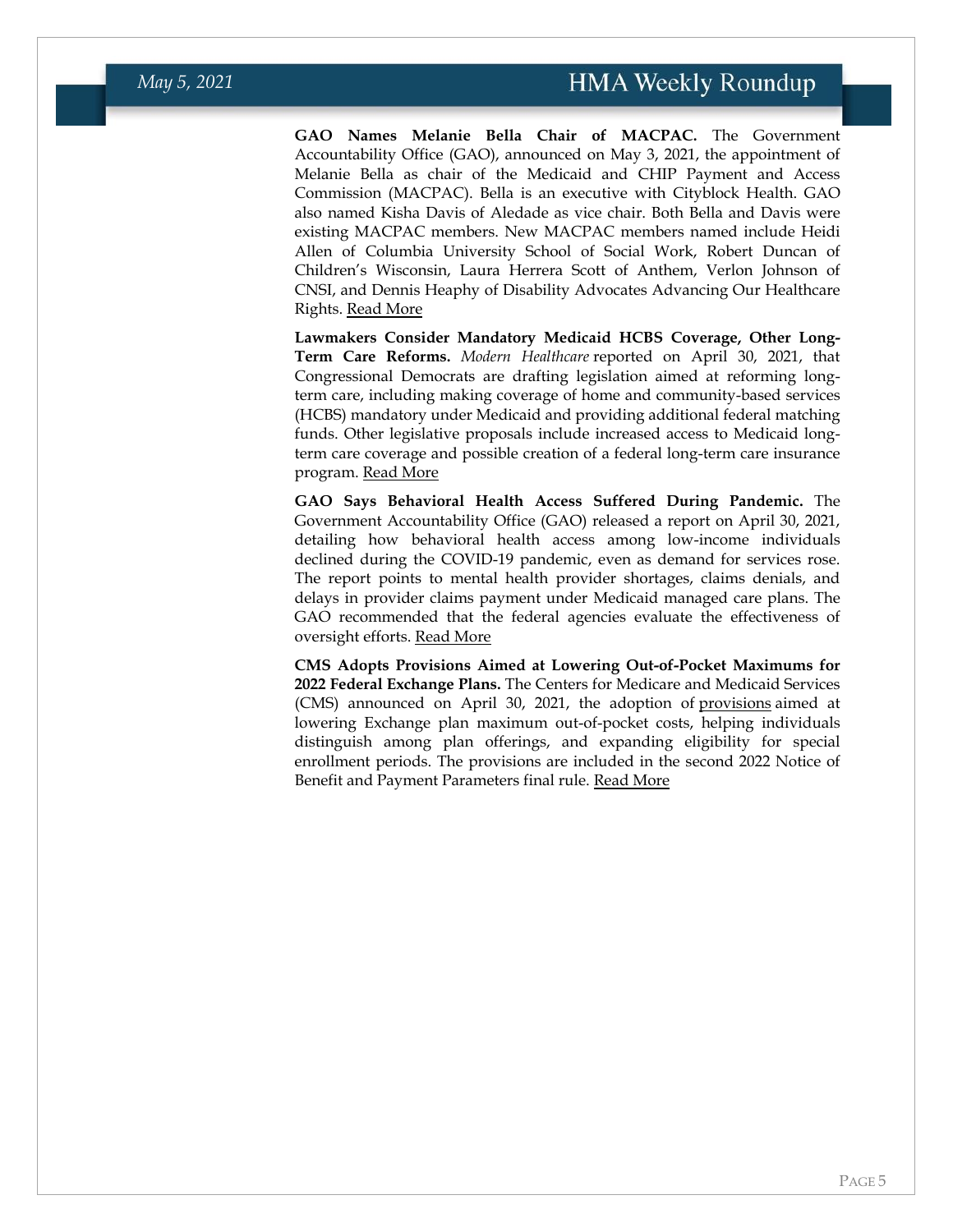**GAO Names Melanie Bella Chair of MACPAC.** The Government Accountability Office (GAO), announced on May 3, 2021, the appointment of Melanie Bella as chair of the Medicaid and CHIP Payment and Access Commission (MACPAC). Bella is an executive with Cityblock Health. GAO also named Kisha Davis of Aledade as vice chair. Both Bella and Davis were existing MACPAC members. New MACPAC members named include Heidi Allen of Columbia University School of Social Work, Robert Duncan of Children's Wisconsin, Laura Herrera Scott of Anthem, Verlon Johnson of CNSI, and Dennis Heaphy of Disability Advocates Advancing Our Healthcare Rights. Read More

**Lawmakers Consider Mandatory Medicaid HCBS Coverage, Other Long-Term Care Reforms.** *Modern Healthcare* reported on April 30, 2021, that Congressional Democrats are drafting legislation aimed at reforming long-term care, including making coverage of home and community-based services (HCBS) mandatory under Medicaid and providing additional federal matching funds. Other legislative proposals include increased access to Medicaid long-term care coverage and possible creation of a federal long-term care insurance program. Read More

**GAO Says Behavioral Health Access Suffered During Pandemic.** The Government Accountability Office (GAO) released a report on April 30, 2021, detailing how behavioral health access among low-income individuals declined during the COVID-19 pandemic, even as demand for services rose. The report points to mental health provider shortages, claims denials, and delays in provider claims payment under Medicaid managed care plans. The GAO recommended that the federal agencies evaluate the effectiveness of oversight efforts. Read More

**CMS Adopts Provisions Aimed at Lowering Out-of-Pocket Maximums for 2022 Federal Exchange Plans.** The Centers for Medicare and Medicaid Services (CMS) announced on April 30, 2021, the adoption of provisions aimed at lowering Exchange plan maximum out-of-pocket costs, helping individuals distinguish among plan offerings, and expanding eligibility for special enrollment periods. The provisions are included in the second 2022 Notice of Benefit and Payment Parameters final rule. Read More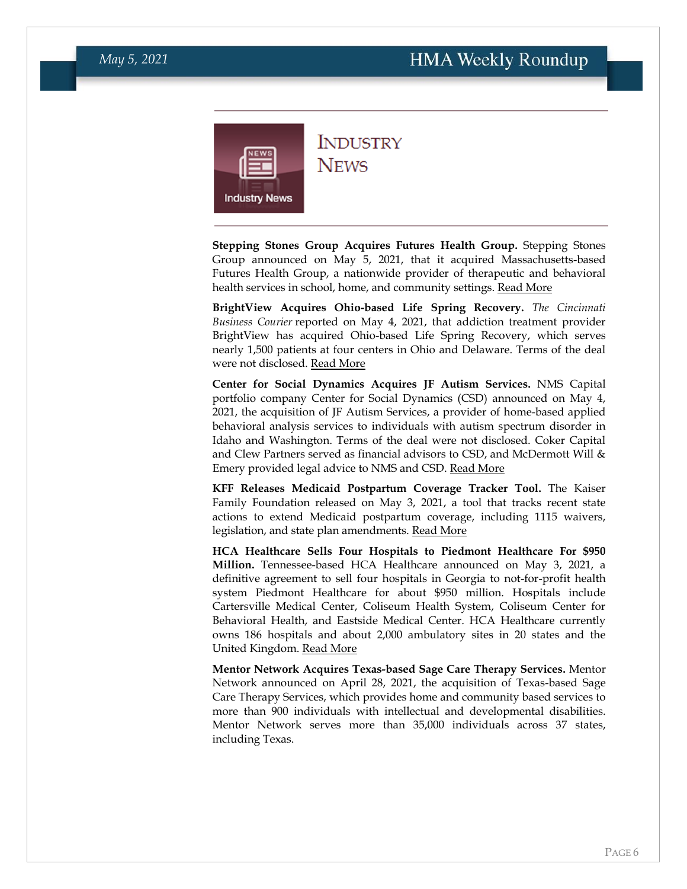# Industry News

**Stepping Stones Group Acquires Futures Health Group.** Stepping Stones Group announced on May 5, 2021, that it acquired Massachusetts-based Futures Health Group, a nationwide provider of therapeutic and behavioral health services in school, home, and community settings. Read More

**BrightView Acquires Ohio-based Life Spring Recovery.** *The Cincinnati Business Courier* reported on May 4, 2021, that addiction treatment provider BrightView has acquired Ohio-based Life Spring Recovery, which serves nearly 1,500 patients at four centers in Ohio and Delaware. Terms of the deal were not disclosed. Read More

**Center for Social Dynamics Acquires JF Autism Services.** NMS Capital portfolio company Center for Social Dynamics (CSD) announced on May 4, 2021, the acquisition of JF Autism Services, a provider of home-based applied behavioral analysis services to individuals with autism spectrum disorder in Idaho and Washington. Terms of the deal were not disclosed. Coker Capital and Clew Partners served as financial advisors to CSD, and McDermott Will & Emery provided legal advice to NMS and CSD. Read More

**KFF Releases Medicaid Postpartum Coverage Tracker Tool.** The Kaiser Family Foundation released on May 3, 2021, a tool that tracks recent state actions to extend Medicaid postpartum coverage, including 1115 waivers, legislation, and state plan amendments. Read More

**HCA Healthcare Sells Four Hospitals to Piedmont Healthcare For $950 Million.** Tennessee-based HCA Healthcare announced on May 3, 2021, a definitive agreement to sell four hospitals in Georgia to not-for-profit health system Piedmont Healthcare for about $950 million. Hospitals include Cartersville Medical Center, Coliseum Health System, Coliseum Center for Behavioral Health, and Eastside Medical Center. HCA Healthcare currently owns 186 hospitals and about 2,000 ambulatory sites in 20 states and the United Kingdom. Read More

**Mentor Network Acquires Texas-based Sage Care Therapy Services.** Mentor Network announced on April 28, 2021, the acquisition of Texas-based Sage Care Therapy Services, which provides home and community based services to more than 900 individuals with intellectual and developmental disabilities. Mentor Network serves more than 35,000 individuals across 37 states, including Texas.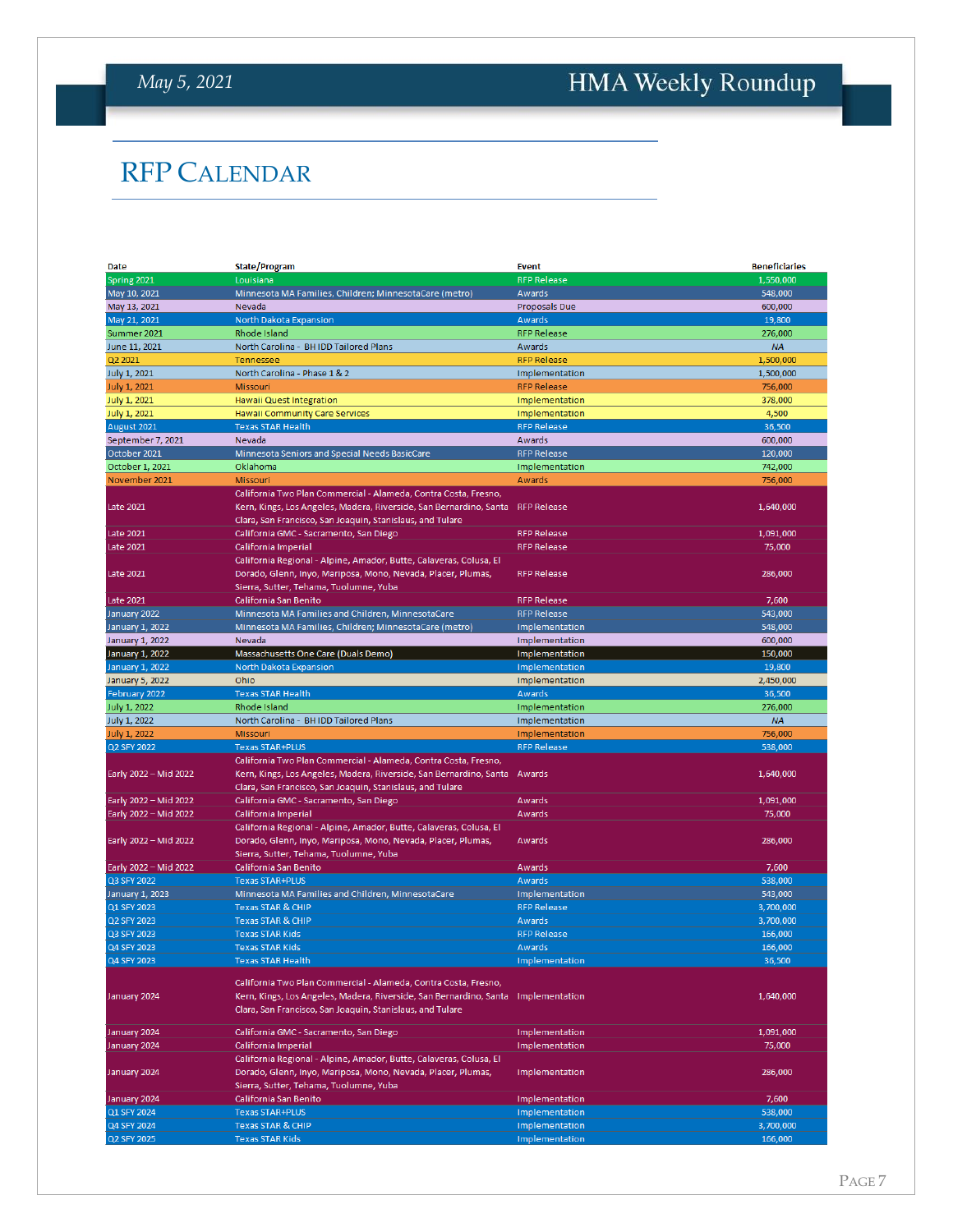# RFP Calendar

| Date | State/Program | Event | Beneficiaries |
|---|---|---|---|
| Spring 2021 | Louisiana | RFP Release | 1,550,000 |
| May 10, 2021 | Minnesota MA Families, Children; MinnesotaCare (metro) | Awards | 548,000 |
| May 13, 2021 | Nevada | Proposals Due | 600,000 |
| May 21, 2021 | North Dakota Expansion | Awards | 19,800 |
| Summer 2021 | Rhode Island | RFP Release | 276,000 |
| June 11, 2021 | North Carolina - BH IDD Tailored Plans | Awards | NA |
| Q2 2021 | Tennessee | RFP Release | 1,500,000 |
| July 1, 2021 | North Carolina - Phase 1 & 2 | Implementation | 1,500,000 |
| July 1, 2021 | Missouri | RFP Release | 756,000 |
| July 1, 2021 | Hawaii Quest Integration | Implementation | 378,000 |
| July 1, 2021 | Hawaii Community Care Services | Implementation | 4,500 |
| August 2021 | Texas STAR Health | RFP Release | 36,500 |
| September 7, 2021 | Nevada | Awards | 600,000 |
| October 2021 | Minnesota Seniors and Special Needs BasicCare | RFP Release | 120,000 |
| October 1, 2021 | Oklahoma | Implementation | 742,000 |
| November 2021 | Missouri | Awards | 756,000 |
| Late 2021 | California Two Plan Commercial - Alameda, Contra Costa, Fresno, Kern, Kings, Los Angeles, Madera, Riverside, San Bernardino, Santa Clara, San Francisco, San Joaquin, Stanislaus, and Tulare | RFP Release | 1,640,000 |
| Late 2021 | California GMC - Sacramento, San Diego | RFP Release | 1,091,000 |
| Late 2021 | California Imperial | RFP Release | 75,000 |
| Late 2021 | California Regional - Alpine, Amador, Butte, Calaveras, Colusa, El Dorado, Glenn, Inyo, Mariposa, Mono, Nevada, Placer, Plumas, Sierra, Sutter, Tehama, Tuolumne, Yuba | RFP Release | 286,000 |
| Late 2021 | California San Benito | RFP Release | 7,600 |
| January 2022 | Minnesota MA Families and Children, MinnesotaCare | RFP Release | 543,000 |
| January 1, 2022 | Minnesota MA Families, Children; MinnesotaCare (metro) | Implementation | 548,000 |
| January 1, 2022 | Nevada | Implementation | 600,000 |
| January 1, 2022 | Massachusetts One Care (Duals Demo) | Implementation | 150,000 |
| January 1, 2022 | North Dakota Expansion | Implementation | 19,800 |
| January 5, 2022 | Ohio | Implementation | 2,450,000 |
| February 2022 | Texas STAR Health | Awards | 36,500 |
| July 1, 2022 | Rhode Island | Implementation | 276,000 |
| July 1, 2022 | North Carolina - BH IDD Tailored Plans | Implementation | NA |
| July 1, 2022 | Missouri | Implementation | 756,000 |
| Q2 SFY 2022 | Texas STAR+PLUS | RFP Release | 538,000 |
| Early 2022 – Mid 2022 | California Two Plan Commercial - Alameda, Contra Costa, Fresno, Kern, Kings, Los Angeles, Madera, Riverside, San Bernardino, Santa Clara, San Francisco, San Joaquin, Stanislaus, and Tulare | Awards | 1,640,000 |
| Early 2022 – Mid 2022 | California GMC - Sacramento, San Diego | Awards | 1,091,000 |
| Early 2022 – Mid 2022 | California Imperial | Awards | 75,000 |
| Early 2022 – Mid 2022 | California Regional - Alpine, Amador, Butte, Calaveras, Colusa, El Dorado, Glenn, Inyo, Mariposa, Mono, Nevada, Placer, Plumas, Sierra, Sutter, Tehama, Tuolumne, Yuba | Awards | 286,000 |
| Early 2022 – Mid 2022 | California San Benito | Awards | 7,600 |
| Q3 SFY 2022 | Texas STAR+PLUS | Awards | 538,000 |
| January 1, 2023 | Minnesota MA Families and Children, MinnesotaCare | Implementation | 543,000 |
| Q1 SFY 2023 | Texas STAR & CHIP | RFP Release | 3,700,000 |
| Q2 SFY 2023 | Texas STAR & CHIP | Awards | 3,700,000 |
| Q3 SFY 2023 | Texas STAR Kids | RFP Release | 166,000 |
| Q4 SFY 2023 | Texas STAR Kids | Awards | 166,000 |
| Q4 SFY 2023 | Texas STAR Health | Implementation | 36,500 |
| January 2024 | California Two Plan Commercial - Alameda, Contra Costa, Fresno, Kern, Kings, Los Angeles, Madera, Riverside, San Bernardino, Santa Clara, San Francisco, San Joaquin, Stanislaus, and Tulare | Implementation | 1,640,000 |
| January 2024 | California GMC - Sacramento, San Diego | Implementation | 1,091,000 |
| January 2024 | California Imperial | Implementation | 75,000 |
| January 2024 | California Regional - Alpine, Amador, Butte, Calaveras, Colusa, El Dorado, Glenn, Inyo, Mariposa, Mono, Nevada, Placer, Plumas, Sierra, Sutter, Tehama, Tuolumne, Yuba | Implementation | 286,000 |
| January 2024 | California San Benito | Implementation | 7,600 |
| Q1 SFY 2024 | Texas STAR+PLUS | Implementation | 538,000 |
| Q4 SFY 2024 | Texas STAR & CHIP | Implementation | 3,700,000 |
| Q2 SFY 2025 | Texas STAR Kids | Implementation | 166,000 |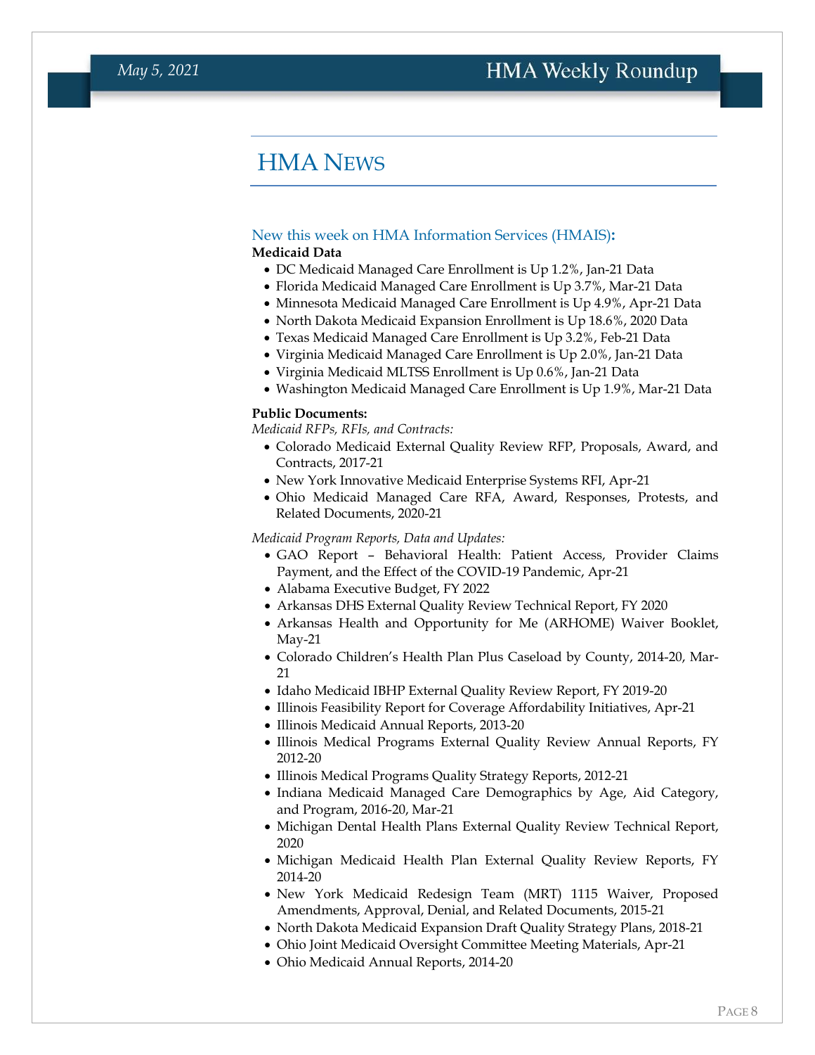# HMA NEWS

New this week on HMA Information Services (HMAIS):

**Medicaid Data**

- DC Medicaid Managed Care Enrollment is Up 1.2%, Jan-21 Data
- Florida Medicaid Managed Care Enrollment is Up 3.7%, Mar-21 Data
- Minnesota Medicaid Managed Care Enrollment is Up 4.9%, Apr-21 Data
- North Dakota Medicaid Expansion Enrollment is Up 18.6%, 2020 Data
- Texas Medicaid Managed Care Enrollment is Up 3.2%, Feb-21 Data
- Virginia Medicaid Managed Care Enrollment is Up 2.0%, Jan-21 Data
- Virginia Medicaid MLTSS Enrollment is Up 0.6%, Jan-21 Data
- Washington Medicaid Managed Care Enrollment is Up 1.9%, Mar-21 Data

**Public Documents:**

*Medicaid RFPs, RFIs, and Contracts:*

- Colorado Medicaid External Quality Review RFP, Proposals, Award, and Contracts, 2017-21
- New York Innovative Medicaid Enterprise Systems RFI, Apr-21
- Ohio Medicaid Managed Care RFA, Award, Responses, Protests, and Related Documents, 2020-21

*Medicaid Program Reports, Data and Updates:*

- GAO Report – Behavioral Health: Patient Access, Provider Claims Payment, and the Effect of the COVID-19 Pandemic, Apr-21
- Alabama Executive Budget, FY 2022
- Arkansas DHS External Quality Review Technical Report, FY 2020
- Arkansas Health and Opportunity for Me (ARHOME) Waiver Booklet, May-21
- Colorado Children's Health Plan Plus Caseload by County, 2014-20, Mar-21
- Idaho Medicaid IBHP External Quality Review Report, FY 2019-20
- Illinois Feasibility Report for Coverage Affordability Initiatives, Apr-21
- Illinois Medicaid Annual Reports, 2013-20
- Illinois Medical Programs External Quality Review Annual Reports, FY 2012-20
- Illinois Medical Programs Quality Strategy Reports, 2012-21
- Indiana Medicaid Managed Care Demographics by Age, Aid Category, and Program, 2016-20, Mar-21
- Michigan Dental Health Plans External Quality Review Technical Report, 2020
- Michigan Medicaid Health Plan External Quality Review Reports, FY 2014-20
- New York Medicaid Redesign Team (MRT) 1115 Waiver, Proposed Amendments, Approval, Denial, and Related Documents, 2015-21
- North Dakota Medicaid Expansion Draft Quality Strategy Plans, 2018-21
- Ohio Joint Medicaid Oversight Committee Meeting Materials, Apr-21
- Ohio Medicaid Annual Reports, 2014-20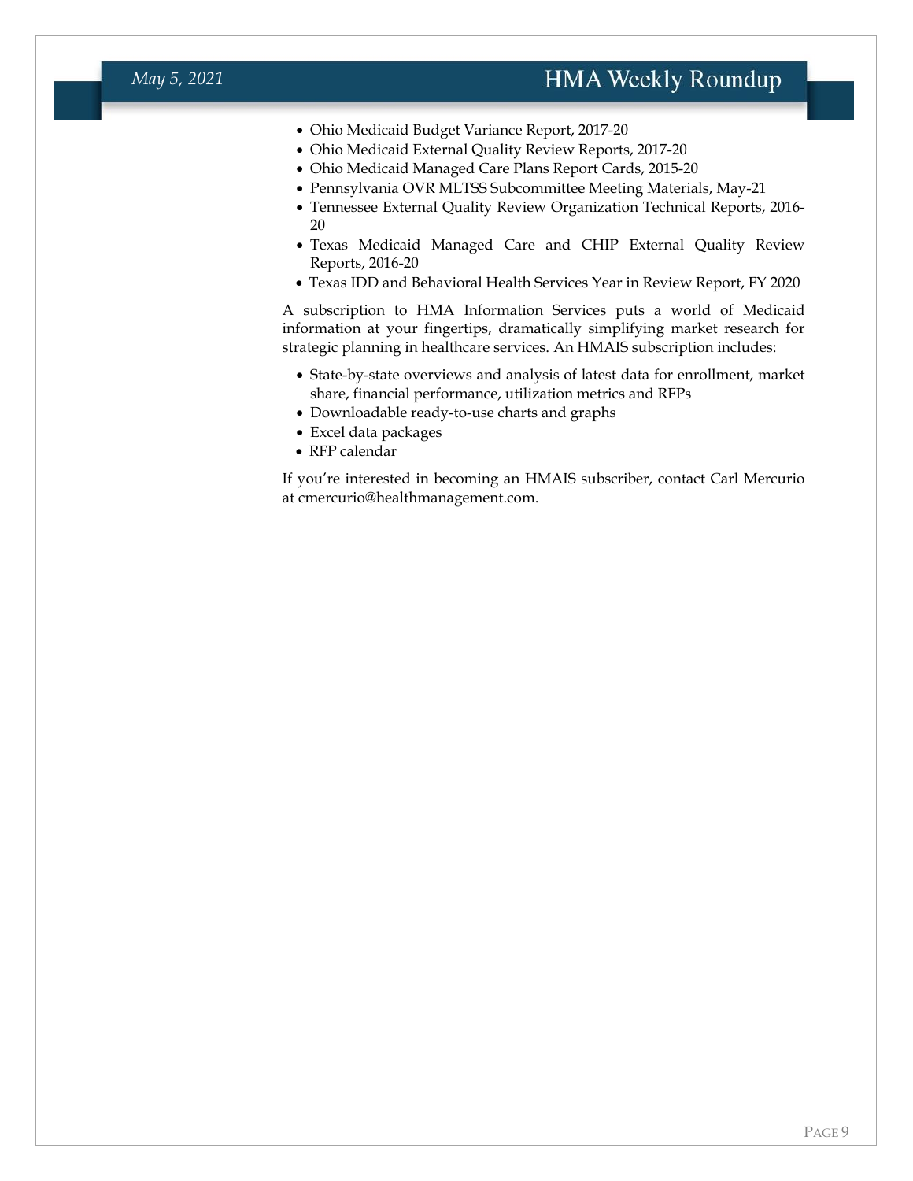- Ohio Medicaid Budget Variance Report, 2017-20
- Ohio Medicaid External Quality Review Reports, 2017-20
- Ohio Medicaid Managed Care Plans Report Cards, 2015-20
- Pennsylvania OVR MLTSS Subcommittee Meeting Materials, May-21
- Tennessee External Quality Review Organization Technical Reports, 2016-20
- Texas Medicaid Managed Care and CHIP External Quality Review Reports, 2016-20
- Texas IDD and Behavioral Health Services Year in Review Report, FY 2020

A subscription to HMA Information Services puts a world of Medicaid information at your fingertips, dramatically simplifying market research for strategic planning in healthcare services. An HMAIS subscription includes:

- State-by-state overviews and analysis of latest data for enrollment, market share, financial performance, utilization metrics and RFPs
- Downloadable ready-to-use charts and graphs
- Excel data packages
- RFP calendar

If you're interested in becoming an HMAIS subscriber, contact Carl Mercurio at cmercurio@healthmanagement.com.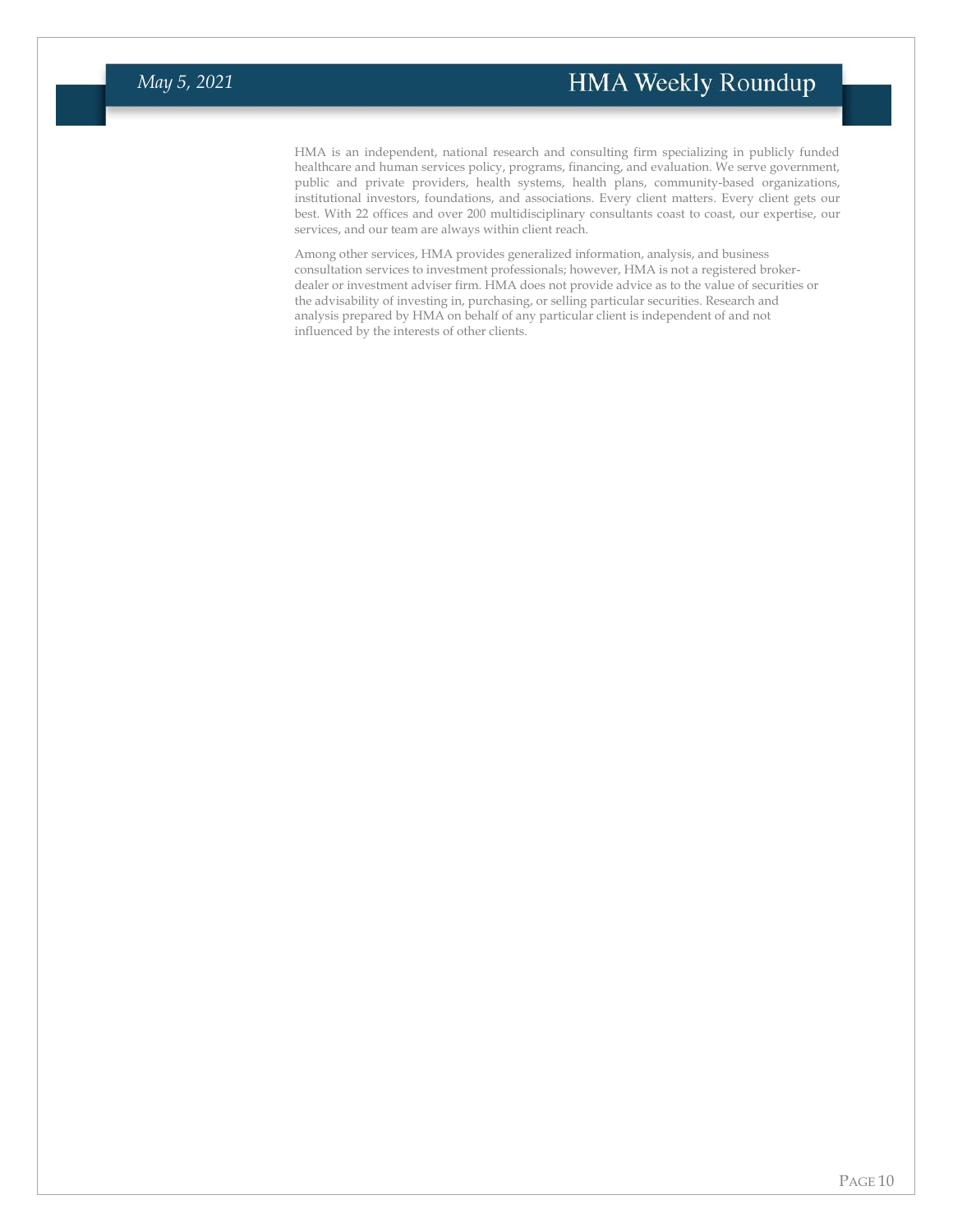HMA is an independent, national research and consulting firm specializing in publicly funded healthcare and human services policy, programs, financing, and evaluation. We serve government, public and private providers, health systems, health plans, community-based organizations, institutional investors, foundations, and associations. Every client matters. Every client gets our best. With 22 offices and over 200 multidisciplinary consultants coast to coast, our expertise, our services, and our team are always within client reach.

Among other services, HMA provides generalized information, analysis, and business consultation services to investment professionals; however, HMA is not a registered broker-dealer or investment adviser firm. HMA does not provide advice as to the value of securities or the advisability of investing in, purchasing, or selling particular securities. Research and analysis prepared by HMA on behalf of any particular client is independent of and not influenced by the interests of other clients.